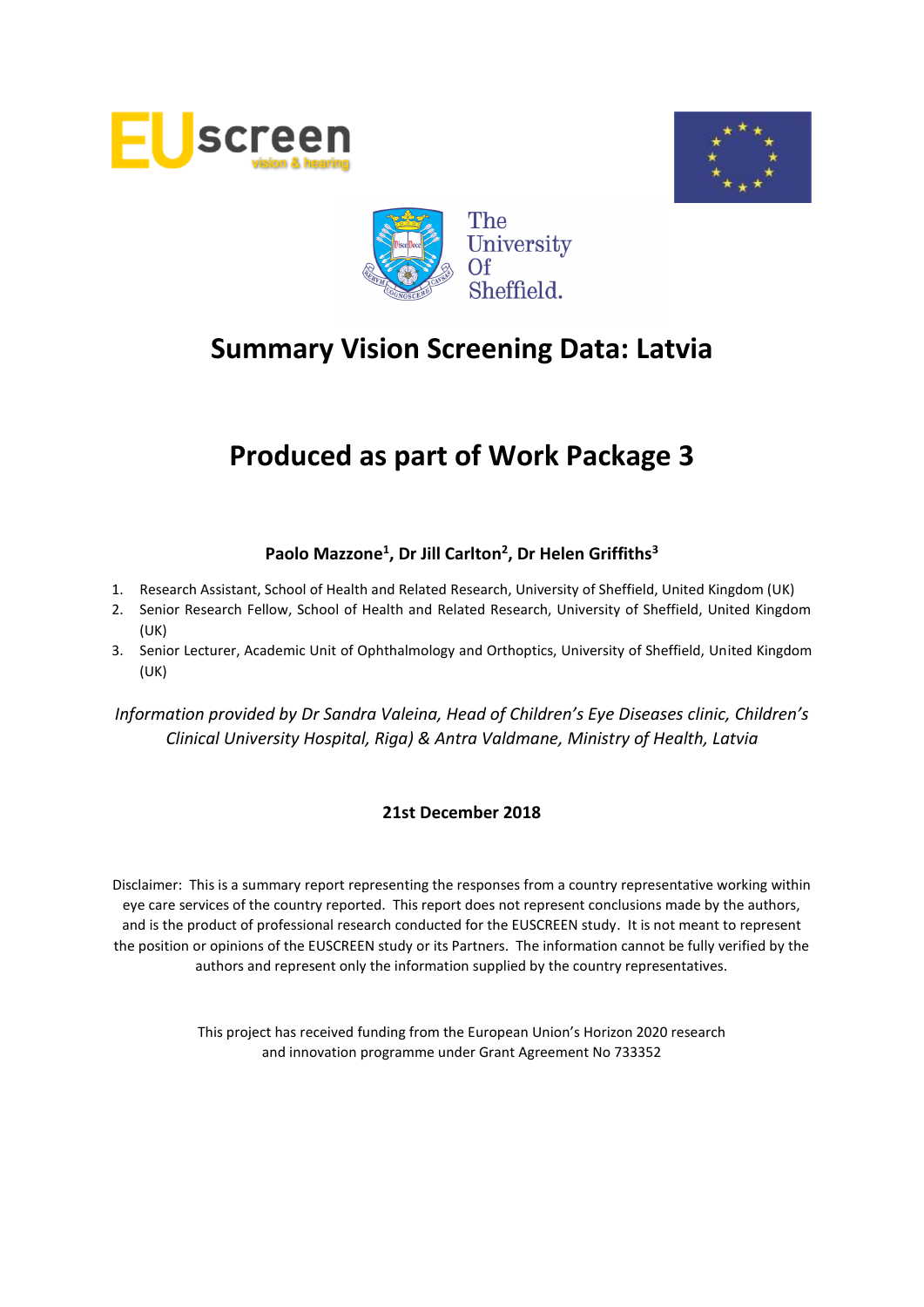# Summary Vision Screening Data: Latvia

# Produced as part of Work Package 3

**Paolo Mazzone[1], Dr Jill Carlton[2], Dr Helen Griffiths[3]**

1. Research Assistant, School of Health and Related Research, University of Sheffield, United Kingdom (UK)
2. Senior Research Fellow, School of Health and Related Research, University of Sheffield, United Kingdom (UK)
3. Senior Lecturer, Academic Unit of Ophthalmology and Orthoptics, University of Sheffield, United Kingdom (UK)

*Information provided by Dr Sandra Valeina, Head of Children's Eye Diseases clinic, Children's Clinical University Hospital, Riga) & Antra Valdmane, Ministry of Health, Latvia*

**21st December 2018**

Disclaimer: This is a summary report representing the responses from a country representative working within eye care services of the country reported. This report does not represent conclusions made by the authors, and is the product of professional research conducted for the EUSCREEN study. It is not meant to represent the position or opinions of the EUSCREEN study or its Partners. The information cannot be fully verified by the authors and represent only the information supplied by the country representatives.

This project has received funding from the European Union's Horizon 2020 research and innovation programme under Grant Agreement No 733352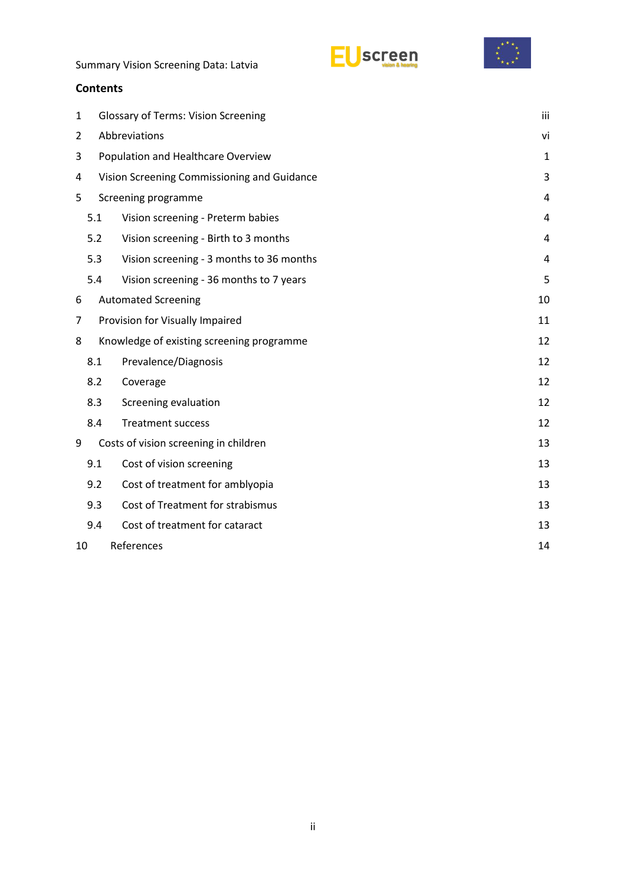## Contents

| | | |
|---|---|---|
| 1 | Glossary of Terms: Vision Screening | iii |
| 2 | Abbreviations | vi |
| 3 | Population and Healthcare Overview | 1 |
| 4 | Vision Screening Commissioning and Guidance | 3 |
| 5 | Screening programme | 4 |
| 5.1 | Vision screening - Preterm babies | 4 |
| 5.2 | Vision screening - Birth to 3 months | 4 |
| 5.3 | Vision screening - 3 months to 36 months | 4 |
| 5.4 | Vision screening - 36 months to 7 years | 5 |
| 6 | Automated Screening | 10 |
| 7 | Provision for Visually Impaired | 11 |
| 8 | Knowledge of existing screening programme | 12 |
| 8.1 | Prevalence/Diagnosis | 12 |
| 8.2 | Coverage | 12 |
| 8.3 | Screening evaluation | 12 |
| 8.4 | Treatment success | 12 |
| 9 | Costs of vision screening in children | 13 |
| 9.1 | Cost of vision screening | 13 |
| 9.2 | Cost of treatment for amblyopia | 13 |
| 9.3 | Cost of Treatment for strabismus | 13 |
| 9.4 | Cost of treatment for cataract | 13 |
| 10 | References | 14 |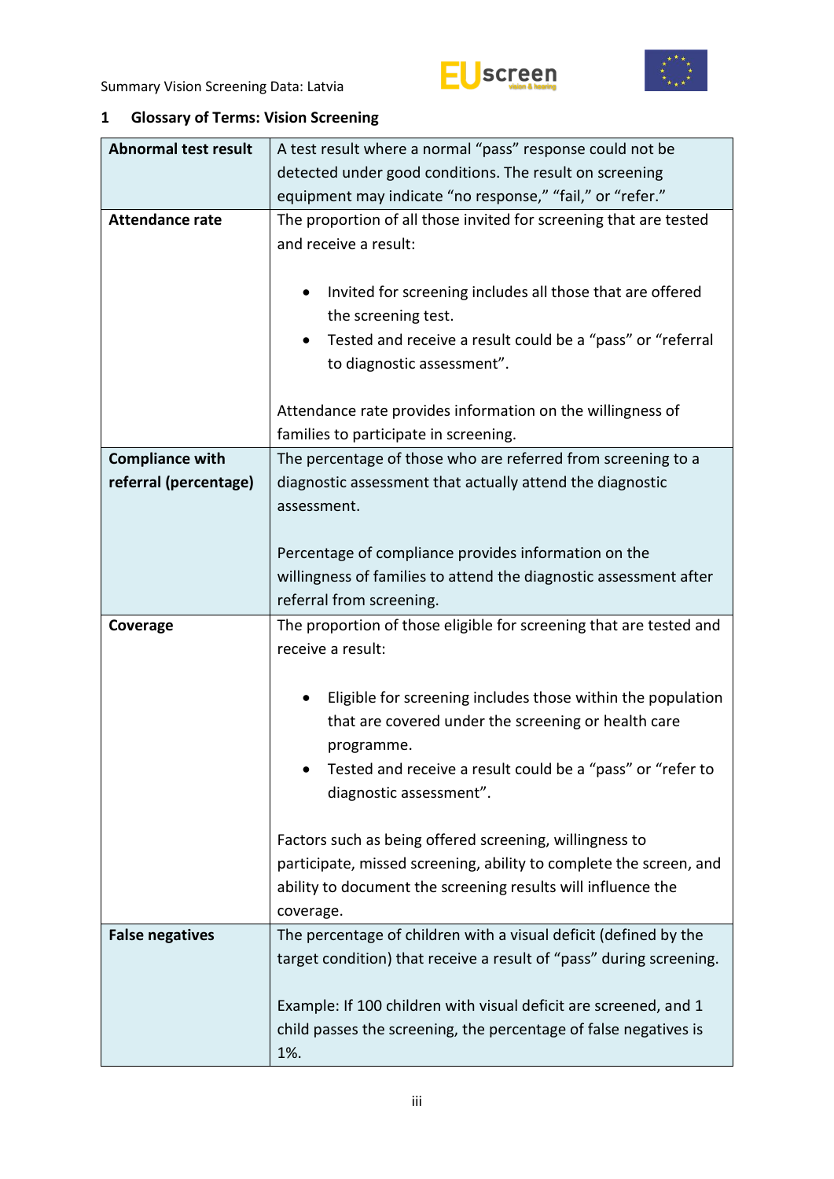## 1 Glossary of Terms: Vision Screening

| | |
|---|---|
| **Abnormal test result** | A test result where a normal "pass" response could not be detected under good conditions. The result on screening equipment may indicate "no response," "fail," or "refer." |
| **Attendance rate** | The proportion of all those invited for screening that are tested and receive a result:<br><br>• Invited for screening includes all those that are offered the screening test.<br>• Tested and receive a result could be a "pass" or "referral to diagnostic assessment".<br><br>Attendance rate provides information on the willingness of families to participate in screening. |
| **Compliance with referral (percentage)** | The percentage of those who are referred from screening to a diagnostic assessment that actually attend the diagnostic assessment.<br><br>Percentage of compliance provides information on the willingness of families to attend the diagnostic assessment after referral from screening. |
| **Coverage** | The proportion of those eligible for screening that are tested and receive a result:<br><br>• Eligible for screening includes those within the population that are covered under the screening or health care programme.<br>• Tested and receive a result could be a "pass" or "refer to diagnostic assessment".<br><br>Factors such as being offered screening, willingness to participate, missed screening, ability to complete the screen, and ability to document the screening results will influence the coverage. |
| **False negatives** | The percentage of children with a visual deficit (defined by the target condition) that receive a result of "pass" during screening.<br><br>Example: If 100 children with visual deficit are screened, and 1 child passes the screening, the percentage of false negatives is 1%. |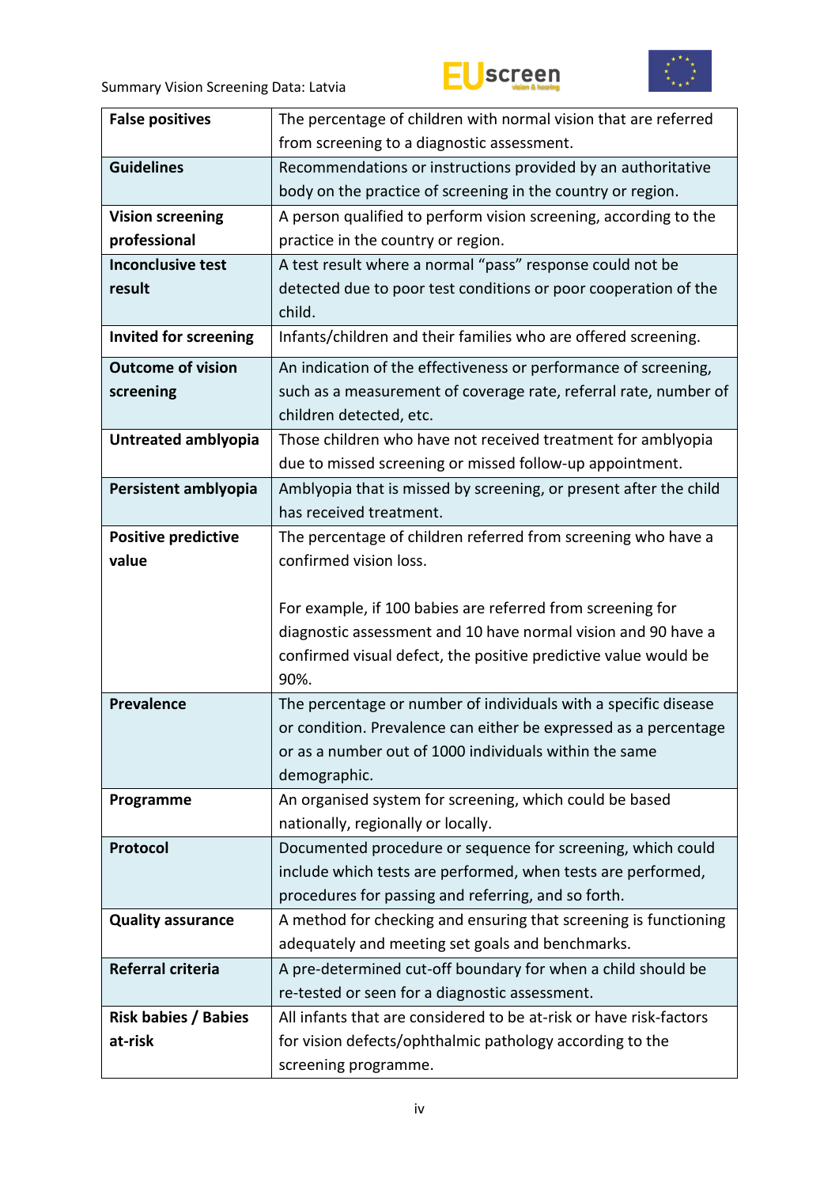| | |
|---|---|
| **False positives** | The percentage of children with normal vision that are referred from screening to a diagnostic assessment. |
| **Guidelines** | Recommendations or instructions provided by an authoritative body on the practice of screening in the country or region. |
| **Vision screening professional** | A person qualified to perform vision screening, according to the practice in the country or region. |
| **Inconclusive test result** | A test result where a normal "pass" response could not be detected due to poor test conditions or poor cooperation of the child. |
| **Invited for screening** | Infants/children and their families who are offered screening. |
| **Outcome of vision screening** | An indication of the effectiveness or performance of screening, such as a measurement of coverage rate, referral rate, number of children detected, etc. |
| **Untreated amblyopia** | Those children who have not received treatment for amblyopia due to missed screening or missed follow-up appointment. |
| **Persistent amblyopia** | Amblyopia that is missed by screening, or present after the child has received treatment. |
| **Positive predictive value** | The percentage of children referred from screening who have a confirmed vision loss.<br><br>For example, if 100 babies are referred from screening for diagnostic assessment and 10 have normal vision and 90 have a confirmed visual defect, the positive predictive value would be 90%. |
| **Prevalence** | The percentage or number of individuals with a specific disease or condition. Prevalence can either be expressed as a percentage or as a number out of 1000 individuals within the same demographic. |
| **Programme** | An organised system for screening, which could be based nationally, regionally or locally. |
| **Protocol** | Documented procedure or sequence for screening, which could include which tests are performed, when tests are performed, procedures for passing and referring, and so forth. |
| **Quality assurance** | A method for checking and ensuring that screening is functioning adequately and meeting set goals and benchmarks. |
| **Referral criteria** | A pre-determined cut-off boundary for when a child should be re-tested or seen for a diagnostic assessment. |
| **Risk babies / Babies at-risk** | All infants that are considered to be at-risk or have risk-factors for vision defects/ophthalmic pathology according to the screening programme. |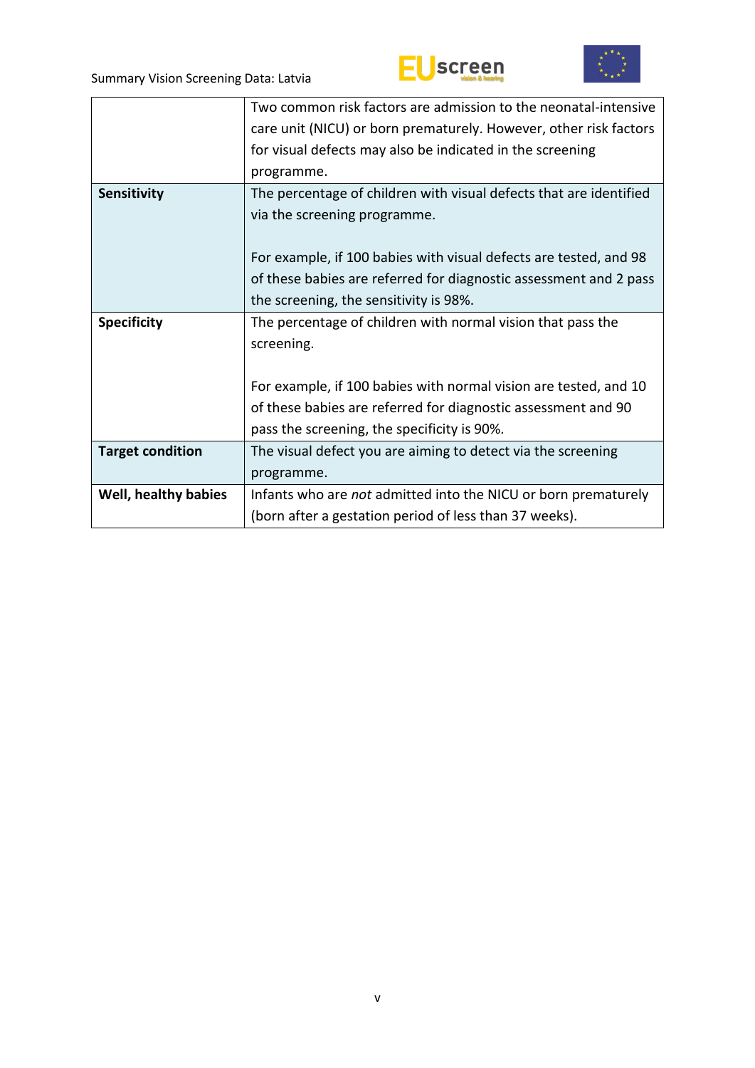| | |
|---|---|
| | Two common risk factors are admission to the neonatal-intensive care unit (NICU) or born prematurely. However, other risk factors for visual defects may also be indicated in the screening programme. |
| **Sensitivity** | The percentage of children with visual defects that are identified via the screening programme.<br><br>For example, if 100 babies with visual defects are tested, and 98 of these babies are referred for diagnostic assessment and 2 pass the screening, the sensitivity is 98%. |
| **Specificity** | The percentage of children with normal vision that pass the screening.<br><br>For example, if 100 babies with normal vision are tested, and 10 of these babies are referred for diagnostic assessment and 90 pass the screening, the specificity is 90%. |
| **Target condition** | The visual defect you are aiming to detect via the screening programme. |
| **Well, healthy babies** | Infants who are *not* admitted into the NICU or born prematurely (born after a gestation period of less than 37 weeks). |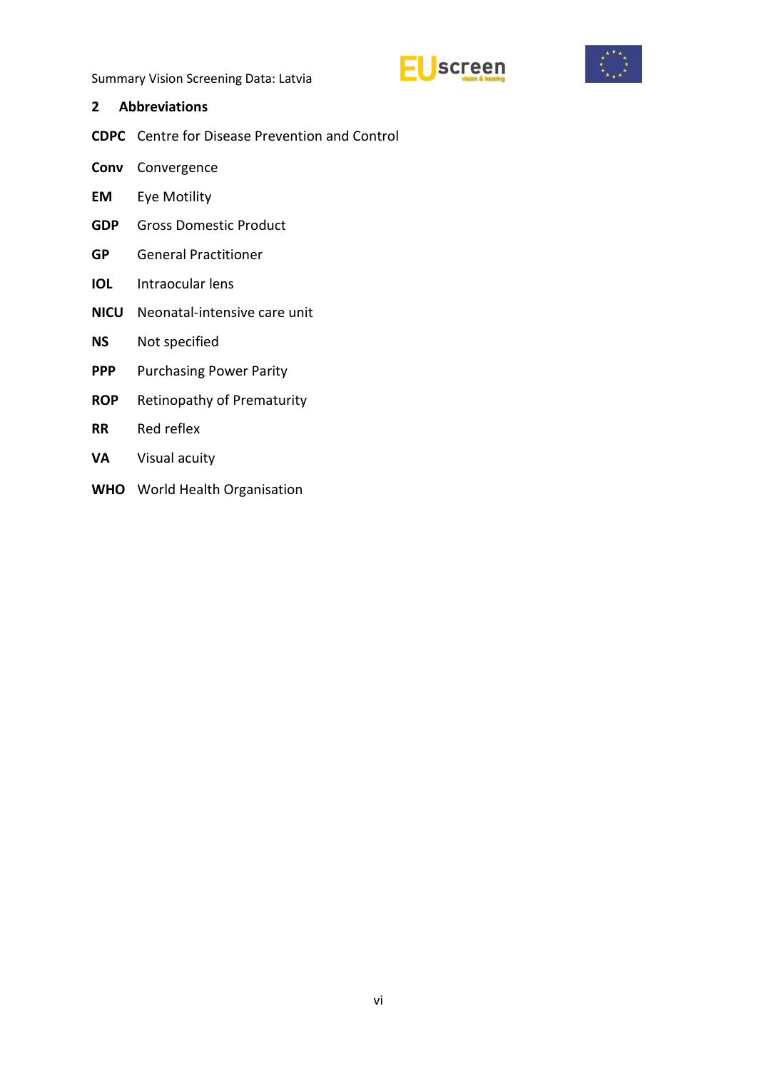## 2 Abbreviations

**CDPC** Centre for Disease Prevention and Control

**Conv** Convergence

**EM** Eye Motility

**GDP** Gross Domestic Product

**GP** General Practitioner

**IOL** Intraocular lens

**NICU** Neonatal-intensive care unit

**NS** Not specified

**PPP** Purchasing Power Parity

**ROP** Retinopathy of Prematurity

**RR** Red reflex

**VA** Visual acuity

**WHO** World Health Organisation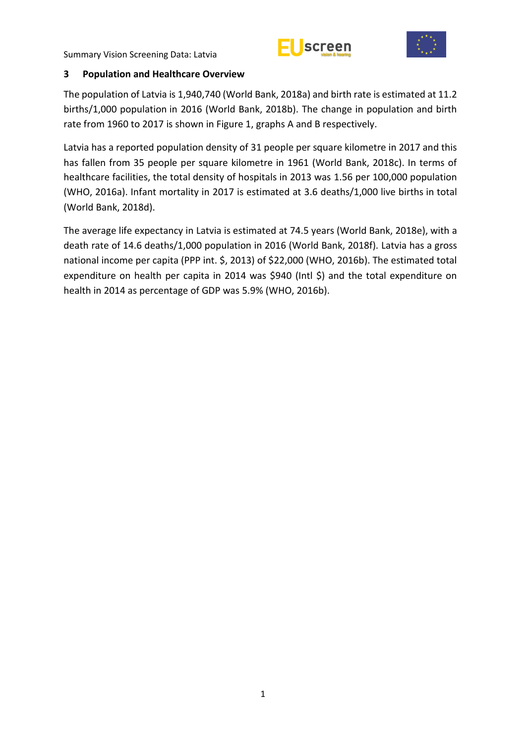## 3 Population and Healthcare Overview

The population of Latvia is 1,940,740 (World Bank, 2018a) and birth rate is estimated at 11.2 births/1,000 population in 2016 (World Bank, 2018b). The change in population and birth rate from 1960 to 2017 is shown in Figure 1, graphs A and B respectively.

Latvia has a reported population density of 31 people per square kilometre in 2017 and this has fallen from 35 people per square kilometre in 1961 (World Bank, 2018c). In terms of healthcare facilities, the total density of hospitals in 2013 was 1.56 per 100,000 population (WHO, 2016a). Infant mortality in 2017 is estimated at 3.6 deaths/1,000 live births in total (World Bank, 2018d).

The average life expectancy in Latvia is estimated at 74.5 years (World Bank, 2018e), with a death rate of 14.6 deaths/1,000 population in 2016 (World Bank, 2018f). Latvia has a gross national income per capita (PPP int. $, 2013) of $22,000 (WHO, 2016b). The estimated total expenditure on health per capita in 2014 was $940 (Intl $) and the total expenditure on health in 2014 as percentage of GDP was 5.9% (WHO, 2016b).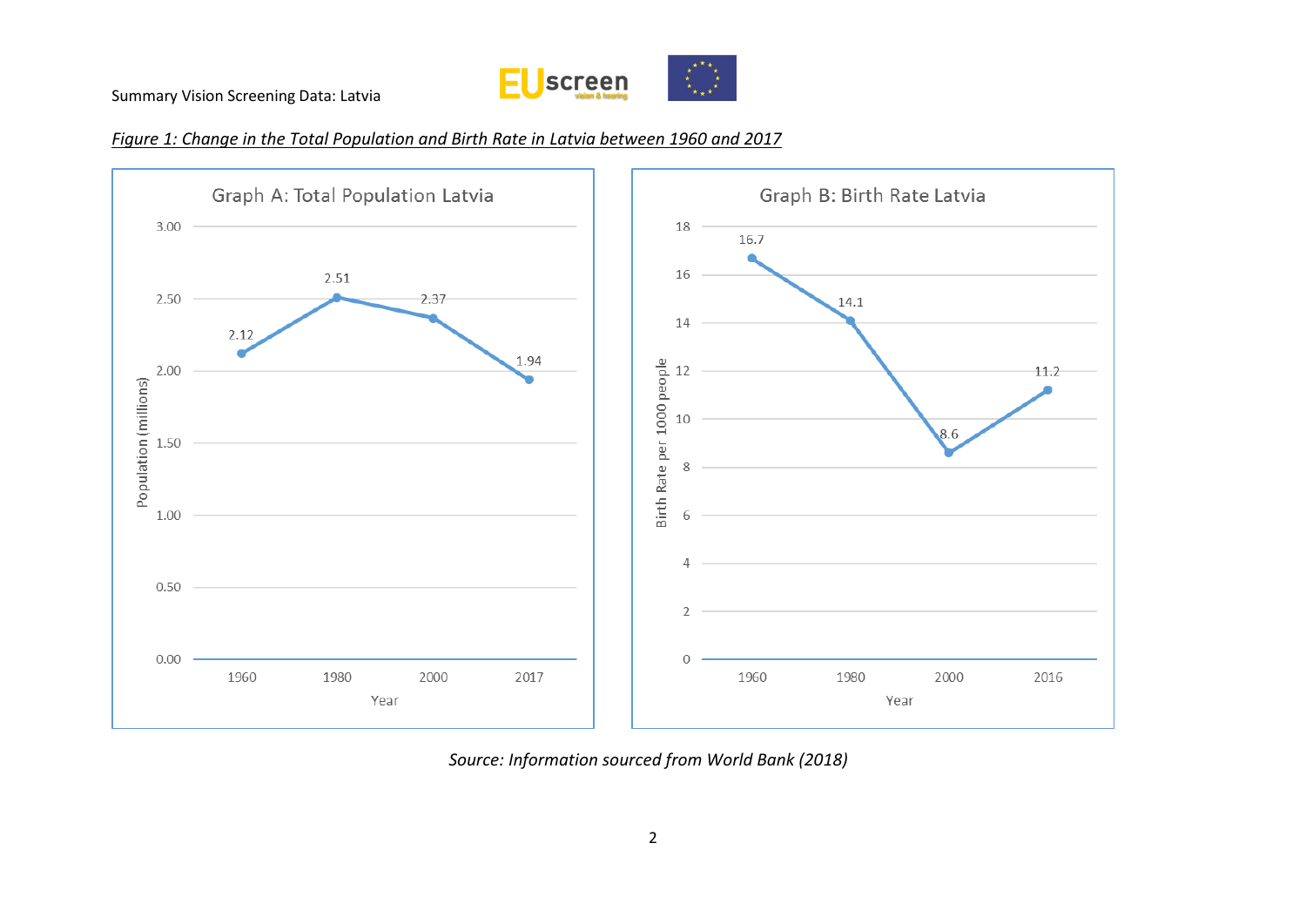*Figure 1: Change in the Total Population and Birth Rate in Latvia between 1960 and 2017*

**Graph A: Total Population Latvia**

| Year | Population (millions) |
|---|---|
| 1960 | 2.12 |
| 1980 | 2.51 |
| 2000 | 2.37 |
| 2017 | 1.94 |

**Graph B: Birth Rate Latvia**

| Year | Birth Rate per 1000 people |
|---|---|
| 1960 | 16.7 |
| 1980 | 14.1 |
| 2000 | 8.6 |
| 2016 | 11.2 |

*Source: Information sourced from World Bank (2018)*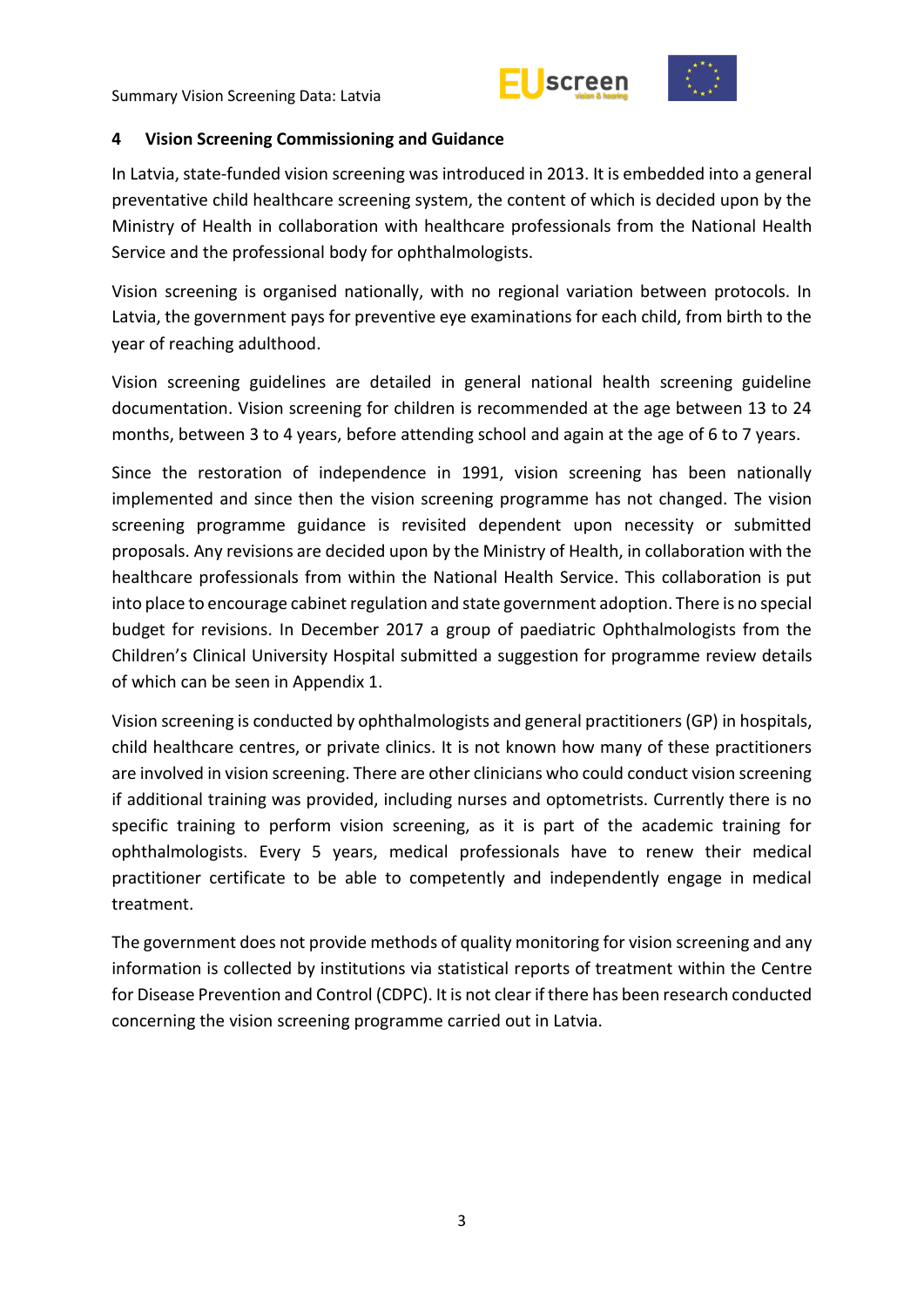## 4 Vision Screening Commissioning and Guidance

In Latvia, state-funded vision screening was introduced in 2013. It is embedded into a general preventative child healthcare screening system, the content of which is decided upon by the Ministry of Health in collaboration with healthcare professionals from the National Health Service and the professional body for ophthalmologists.

Vision screening is organised nationally, with no regional variation between protocols. In Latvia, the government pays for preventive eye examinations for each child, from birth to the year of reaching adulthood.

Vision screening guidelines are detailed in general national health screening guideline documentation. Vision screening for children is recommended at the age between 13 to 24 months, between 3 to 4 years, before attending school and again at the age of 6 to 7 years.

Since the restoration of independence in 1991, vision screening has been nationally implemented and since then the vision screening programme has not changed. The vision screening programme guidance is revisited dependent upon necessity or submitted proposals. Any revisions are decided upon by the Ministry of Health, in collaboration with the healthcare professionals from within the National Health Service. This collaboration is put into place to encourage cabinet regulation and state government adoption. There is no special budget for revisions. In December 2017 a group of paediatric Ophthalmologists from the Children's Clinical University Hospital submitted a suggestion for programme review details of which can be seen in Appendix 1.

Vision screening is conducted by ophthalmologists and general practitioners (GP) in hospitals, child healthcare centres, or private clinics. It is not known how many of these practitioners are involved in vision screening. There are other clinicians who could conduct vision screening if additional training was provided, including nurses and optometrists. Currently there is no specific training to perform vision screening, as it is part of the academic training for ophthalmologists. Every 5 years, medical professionals have to renew their medical practitioner certificate to be able to competently and independently engage in medical treatment.

The government does not provide methods of quality monitoring for vision screening and any information is collected by institutions via statistical reports of treatment within the Centre for Disease Prevention and Control (CDPC). It is not clear if there has been research conducted concerning the vision screening programme carried out in Latvia.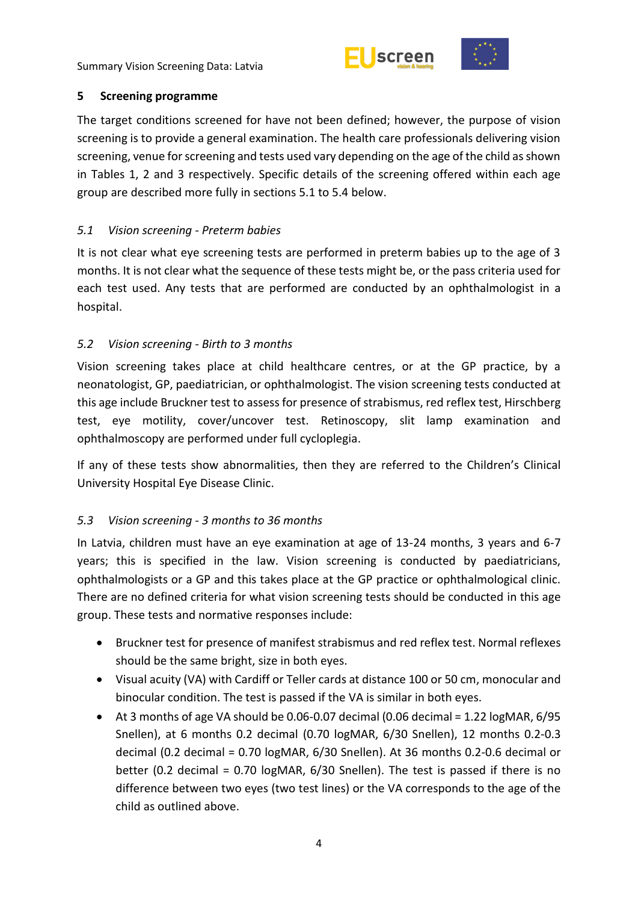## 5 Screening programme

The target conditions screened for have not been defined; however, the purpose of vision screening is to provide a general examination. The health care professionals delivering vision screening, venue for screening and tests used vary depending on the age of the child as shown in Tables 1, 2 and 3 respectively. Specific details of the screening offered within each age group are described more fully in sections 5.1 to 5.4 below.

### *5.1 Vision screening - Preterm babies*

It is not clear what eye screening tests are performed in preterm babies up to the age of 3 months. It is not clear what the sequence of these tests might be, or the pass criteria used for each test used. Any tests that are performed are conducted by an ophthalmologist in a hospital.

### *5.2 Vision screening - Birth to 3 months*

Vision screening takes place at child healthcare centres, or at the GP practice, by a neonatologist, GP, paediatrician, or ophthalmologist. The vision screening tests conducted at this age include Bruckner test to assess for presence of strabismus, red reflex test, Hirschberg test, eye motility, cover/uncover test. Retinoscopy, slit lamp examination and ophthalmoscopy are performed under full cycloplegia.

If any of these tests show abnormalities, then they are referred to the Children's Clinical University Hospital Eye Disease Clinic.

### *5.3 Vision screening - 3 months to 36 months*

In Latvia, children must have an eye examination at age of 13-24 months, 3 years and 6-7 years; this is specified in the law. Vision screening is conducted by paediatricians, ophthalmologists or a GP and this takes place at the GP practice or ophthalmological clinic. There are no defined criteria for what vision screening tests should be conducted in this age group. These tests and normative responses include:

- Bruckner test for presence of manifest strabismus and red reflex test. Normal reflexes should be the same bright, size in both eyes.
- Visual acuity (VA) with Cardiff or Teller cards at distance 100 or 50 cm, monocular and binocular condition. The test is passed if the VA is similar in both eyes.
- At 3 months of age VA should be 0.06-0.07 decimal (0.06 decimal = 1.22 logMAR, 6/95 Snellen), at 6 months 0.2 decimal (0.70 logMAR, 6/30 Snellen), 12 months 0.2-0.3 decimal (0.2 decimal = 0.70 logMAR, 6/30 Snellen). At 36 months 0.2-0.6 decimal or better (0.2 decimal = 0.70 logMAR, 6/30 Snellen). The test is passed if there is no difference between two eyes (two test lines) or the VA corresponds to the age of the child as outlined above.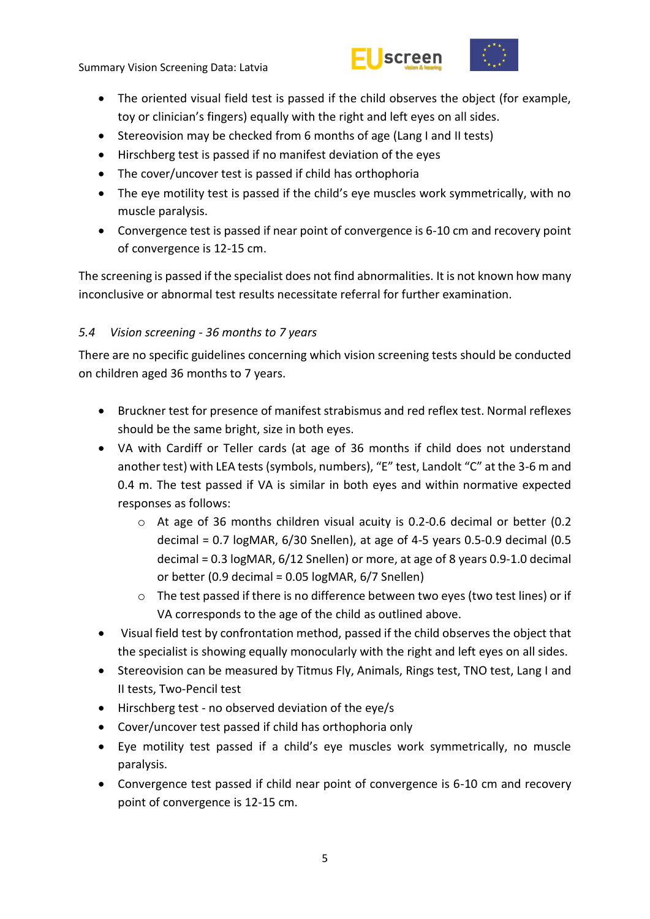- The oriented visual field test is passed if the child observes the object (for example, toy or clinician's fingers) equally with the right and left eyes on all sides.
- Stereovision may be checked from 6 months of age (Lang I and II tests)
- Hirschberg test is passed if no manifest deviation of the eyes
- The cover/uncover test is passed if child has orthophoria
- The eye motility test is passed if the child's eye muscles work symmetrically, with no muscle paralysis.
- Convergence test is passed if near point of convergence is 6-10 cm and recovery point of convergence is 12-15 cm.

The screening is passed if the specialist does not find abnormalities. It is not known how many inconclusive or abnormal test results necessitate referral for further examination.

### *5.4 Vision screening - 36 months to 7 years*

There are no specific guidelines concerning which vision screening tests should be conducted on children aged 36 months to 7 years.

- Bruckner test for presence of manifest strabismus and red reflex test. Normal reflexes should be the same bright, size in both eyes.
- VA with Cardiff or Teller cards (at age of 36 months if child does not understand another test) with LEA tests (symbols, numbers), "E" test, Landolt "C" at the 3-6 m and 0.4 m. The test passed if VA is similar in both eyes and within normative expected responses as follows:
    - At age of 36 months children visual acuity is 0.2-0.6 decimal or better (0.2 decimal = 0.7 logMAR, 6/30 Snellen), at age of 4-5 years 0.5-0.9 decimal (0.5 decimal = 0.3 logMAR, 6/12 Snellen) or more, at age of 8 years 0.9-1.0 decimal or better (0.9 decimal = 0.05 logMAR, 6/7 Snellen)
    - The test passed if there is no difference between two eyes (two test lines) or if VA corresponds to the age of the child as outlined above.
- Visual field test by confrontation method, passed if the child observes the object that the specialist is showing equally monocularly with the right and left eyes on all sides.
- Stereovision can be measured by Titmus Fly, Animals, Rings test, TNO test, Lang I and II tests, Two-Pencil test
- Hirschberg test - no observed deviation of the eye/s
- Cover/uncover test passed if child has orthophoria only
- Eye motility test passed if a child's eye muscles work symmetrically, no muscle paralysis.
- Convergence test passed if child near point of convergence is 6-10 cm and recovery point of convergence is 12-15 cm.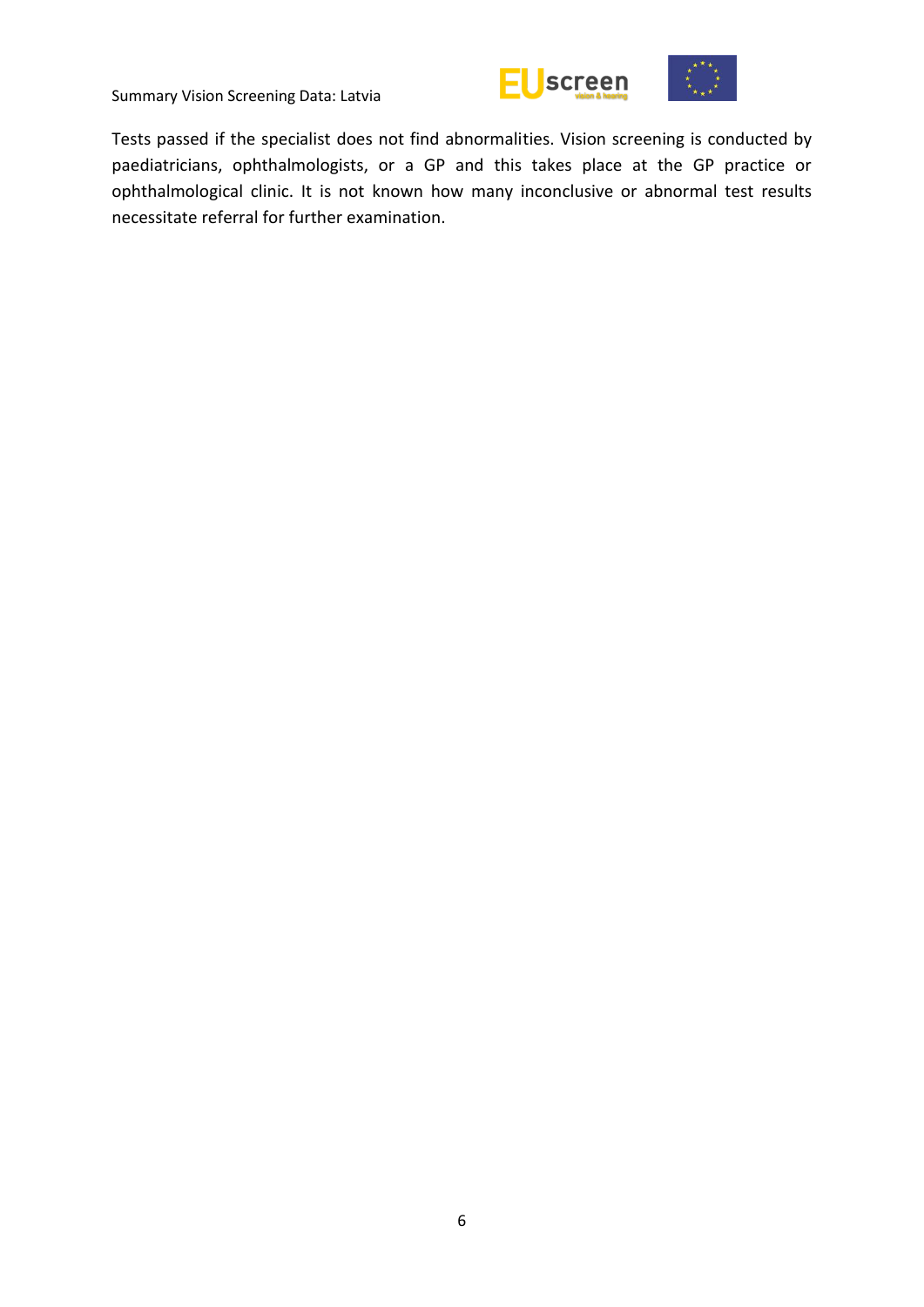Tests passed if the specialist does not find abnormalities. Vision screening is conducted by paediatricians, ophthalmologists, or a GP and this takes place at the GP practice or ophthalmological clinic. It is not known how many inconclusive or abnormal test results necessitate referral for further examination.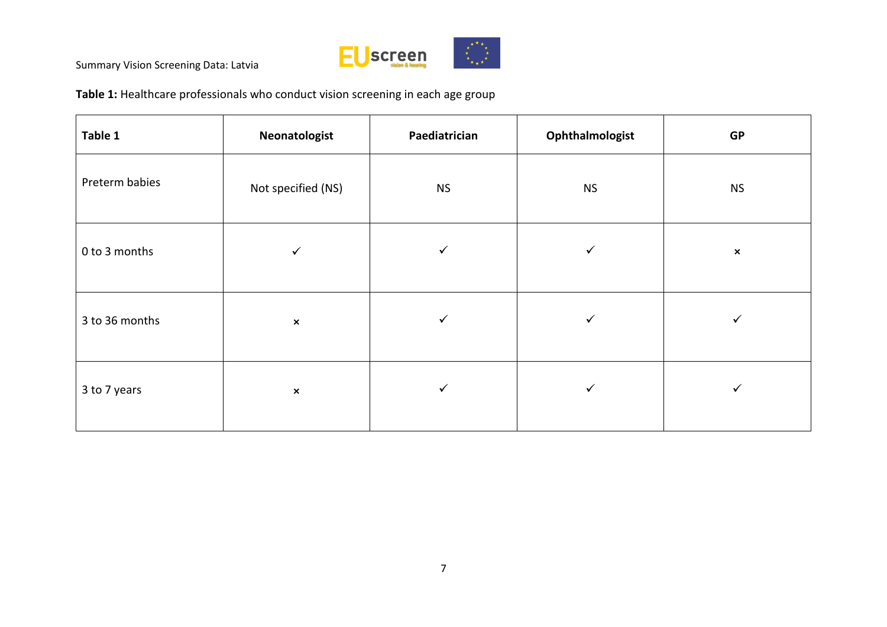**Table 1:** Healthcare professionals who conduct vision screening in each age group

| Table 1 | Neonatologist | Paediatrician | Ophthalmologist | GP |
|---|---|---|---|---|
| Preterm babies | Not specified (NS) | NS | NS | NS |
| 0 to 3 months | ✓ | ✓ | ✓ | × |
| 3 to 36 months | × | ✓ | ✓ | ✓ |
| 3 to 7 years | × | ✓ | ✓ | ✓ |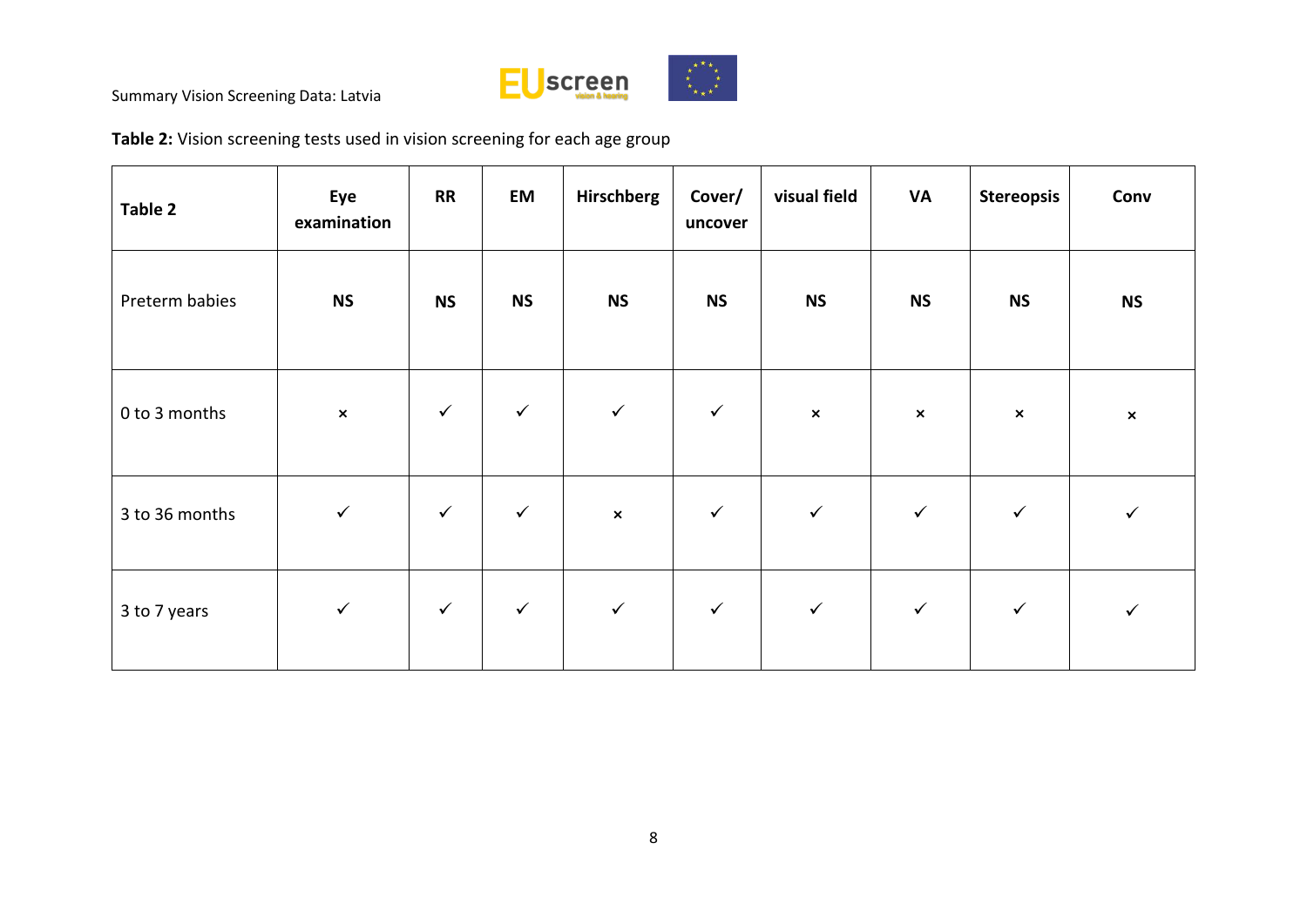**Table 2:** Vision screening tests used in vision screening for each age group

| Table 2 | Eye examination | RR | EM | Hirschberg | Cover/ uncover | visual field | VA | Stereopsis | Conv |
|---|---|---|---|---|---|---|---|---|---|
| Preterm babies | **NS** | **NS** | **NS** | **NS** | **NS** | **NS** | **NS** | **NS** | **NS** |
| 0 to 3 months | × | ✓ | ✓ | ✓ | ✓ | × | × | × | × |
| 3 to 36 months | ✓ | ✓ | ✓ | × | ✓ | ✓ | ✓ | ✓ | ✓ |
| 3 to 7 years | ✓ | ✓ | ✓ | ✓ | ✓ | ✓ | ✓ | ✓ | ✓ |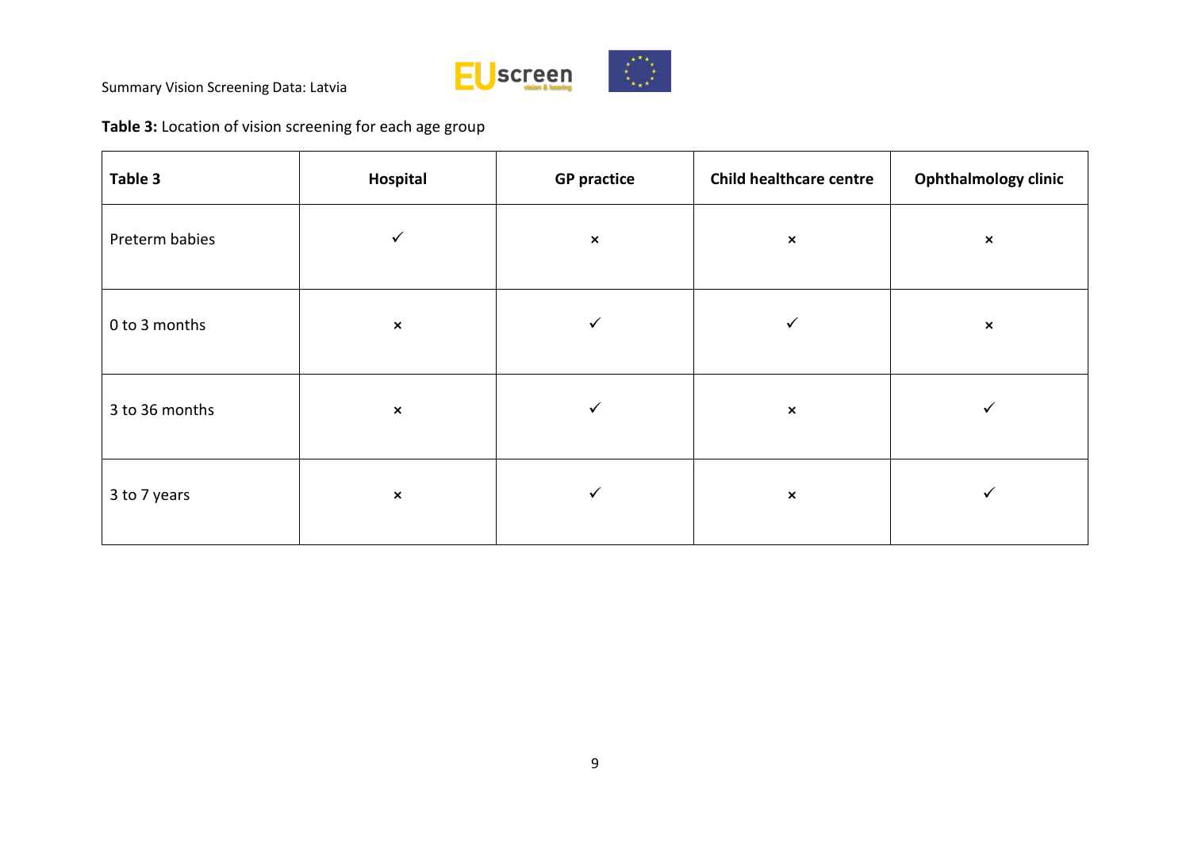**Table 3:** Location of vision screening for each age group

| Table 3 | Hospital | GP practice | Child healthcare centre | Ophthalmology clinic |
|---|---|---|---|---|
| Preterm babies | ✓ | × | × | × |
| 0 to 3 months | × | ✓ | ✓ | × |
| 3 to 36 months | × | ✓ | × | ✓ |
| 3 to 7 years | × | ✓ | × | ✓ |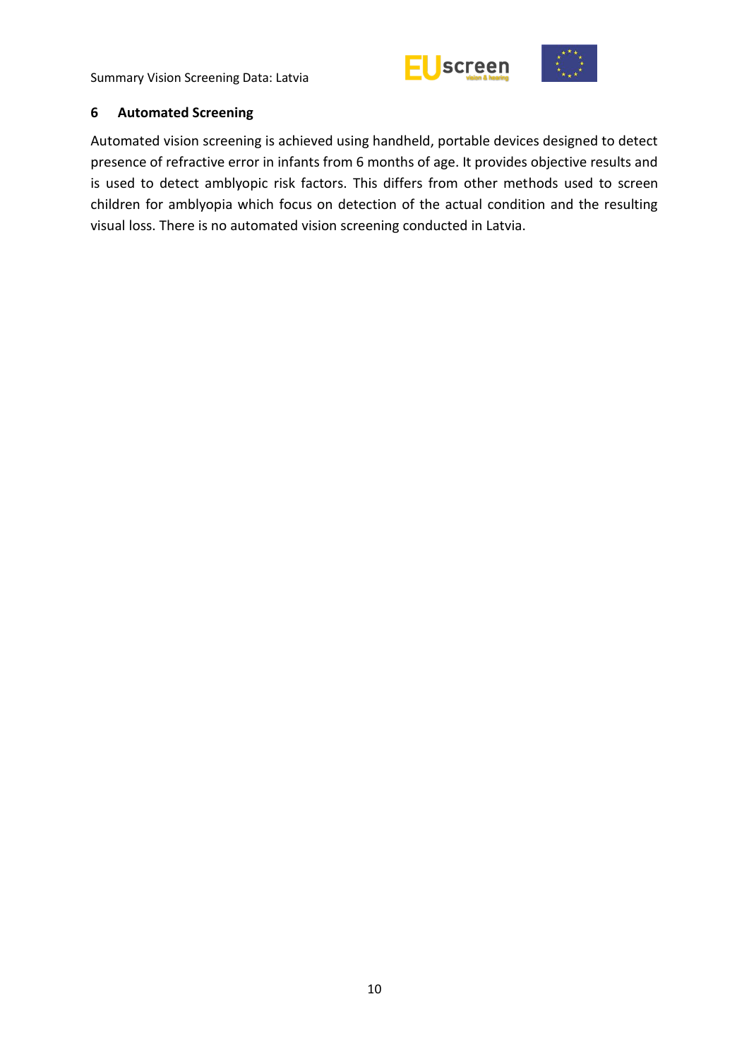## 6 Automated Screening

Automated vision screening is achieved using handheld, portable devices designed to detect presence of refractive error in infants from 6 months of age. It provides objective results and is used to detect amblyopic risk factors. This differs from other methods used to screen children for amblyopia which focus on detection of the actual condition and the resulting visual loss. There is no automated vision screening conducted in Latvia.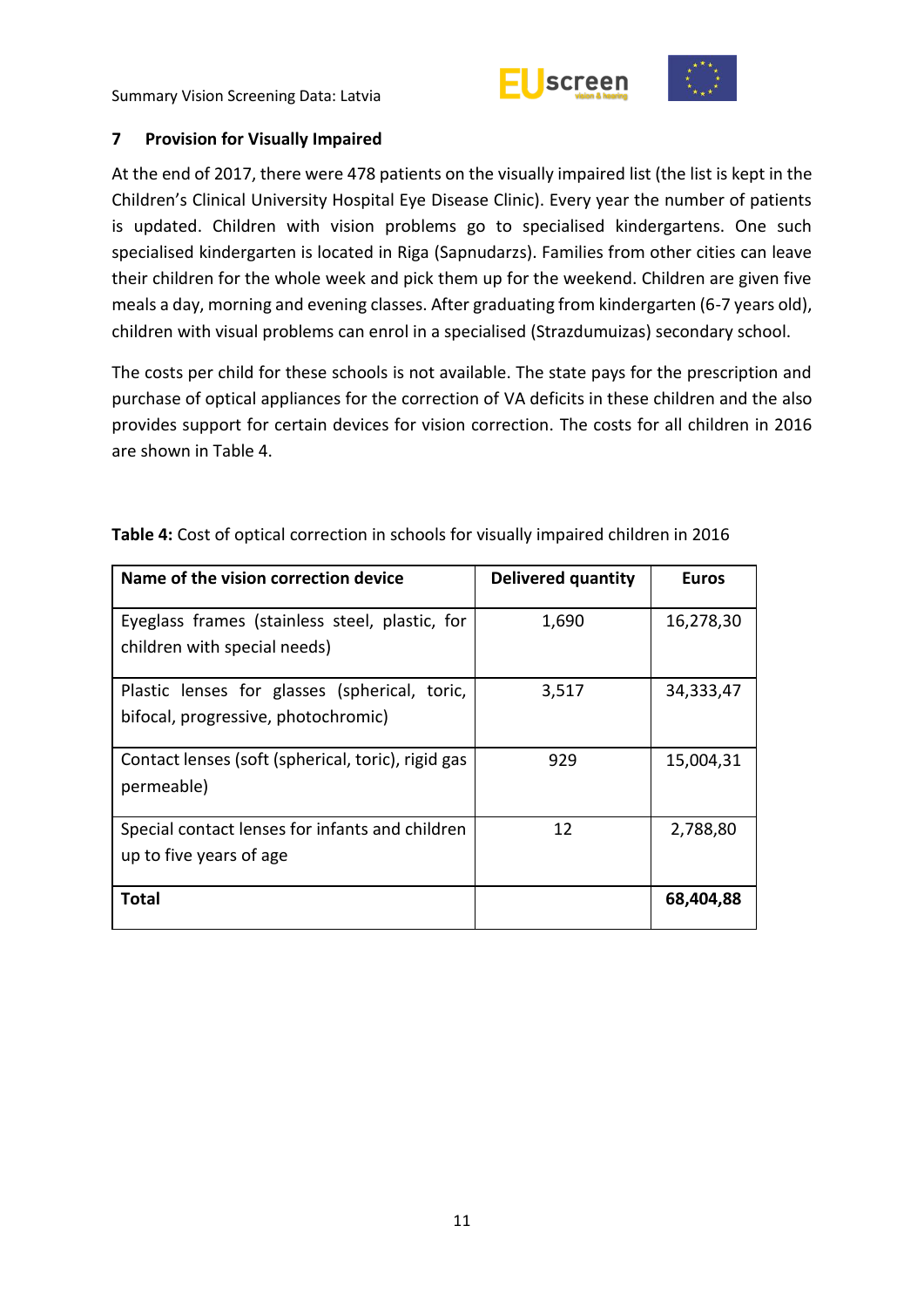## 7 Provision for Visually Impaired

At the end of 2017, there were 478 patients on the visually impaired list (the list is kept in the Children's Clinical University Hospital Eye Disease Clinic). Every year the number of patients is updated. Children with vision problems go to specialised kindergartens. One such specialised kindergarten is located in Riga (Sapnudarzs). Families from other cities can leave their children for the whole week and pick them up for the weekend. Children are given five meals a day, morning and evening classes. After graduating from kindergarten (6-7 years old), children with visual problems can enrol in a specialised (Strazdumuizas) secondary school.

The costs per child for these schools is not available. The state pays for the prescription and purchase of optical appliances for the correction of VA deficits in these children and the also provides support for certain devices for vision correction. The costs for all children in 2016 are shown in Table 4.

**Table 4:** Cost of optical correction in schools for visually impaired children in 2016

| Name of the vision correction device | Delivered quantity | Euros |
|---|---|---|
| Eyeglass frames (stainless steel, plastic, for children with special needs) | 1,690 | 16,278,30 |
| Plastic lenses for glasses (spherical, toric, bifocal, progressive, photochromic) | 3,517 | 34,333,47 |
| Contact lenses (soft (spherical, toric), rigid gas permeable) | 929 | 15,004,31 |
| Special contact lenses for infants and children up to five years of age | 12 | 2,788,80 |
| **Total** | | **68,404,88** |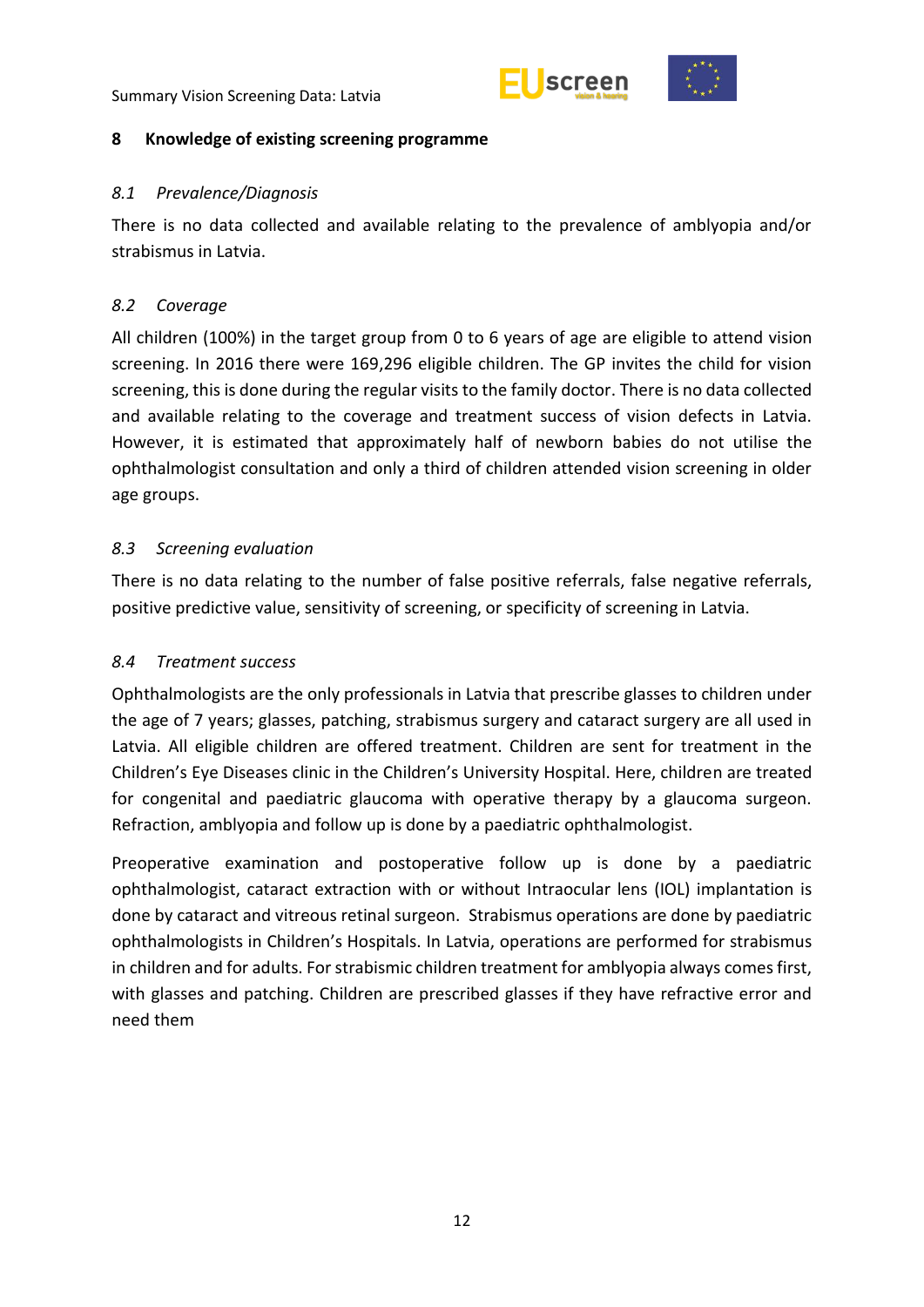## 8 Knowledge of existing screening programme

### *8.1 Prevalence/Diagnosis*

There is no data collected and available relating to the prevalence of amblyopia and/or strabismus in Latvia.

### *8.2 Coverage*

All children (100%) in the target group from 0 to 6 years of age are eligible to attend vision screening. In 2016 there were 169,296 eligible children. The GP invites the child for vision screening, this is done during the regular visits to the family doctor. There is no data collected and available relating to the coverage and treatment success of vision defects in Latvia. However, it is estimated that approximately half of newborn babies do not utilise the ophthalmologist consultation and only a third of children attended vision screening in older age groups.

### *8.3 Screening evaluation*

There is no data relating to the number of false positive referrals, false negative referrals, positive predictive value, sensitivity of screening, or specificity of screening in Latvia.

### *8.4 Treatment success*

Ophthalmologists are the only professionals in Latvia that prescribe glasses to children under the age of 7 years; glasses, patching, strabismus surgery and cataract surgery are all used in Latvia. All eligible children are offered treatment. Children are sent for treatment in the Children's Eye Diseases clinic in the Children's University Hospital. Here, children are treated for congenital and paediatric glaucoma with operative therapy by a glaucoma surgeon. Refraction, amblyopia and follow up is done by a paediatric ophthalmologist.

Preoperative examination and postoperative follow up is done by a paediatric ophthalmologist, cataract extraction with or without Intraocular lens (IOL) implantation is done by cataract and vitreous retinal surgeon. Strabismus operations are done by paediatric ophthalmologists in Children's Hospitals. In Latvia, operations are performed for strabismus in children and for adults. For strabismic children treatment for amblyopia always comes first, with glasses and patching. Children are prescribed glasses if they have refractive error and need them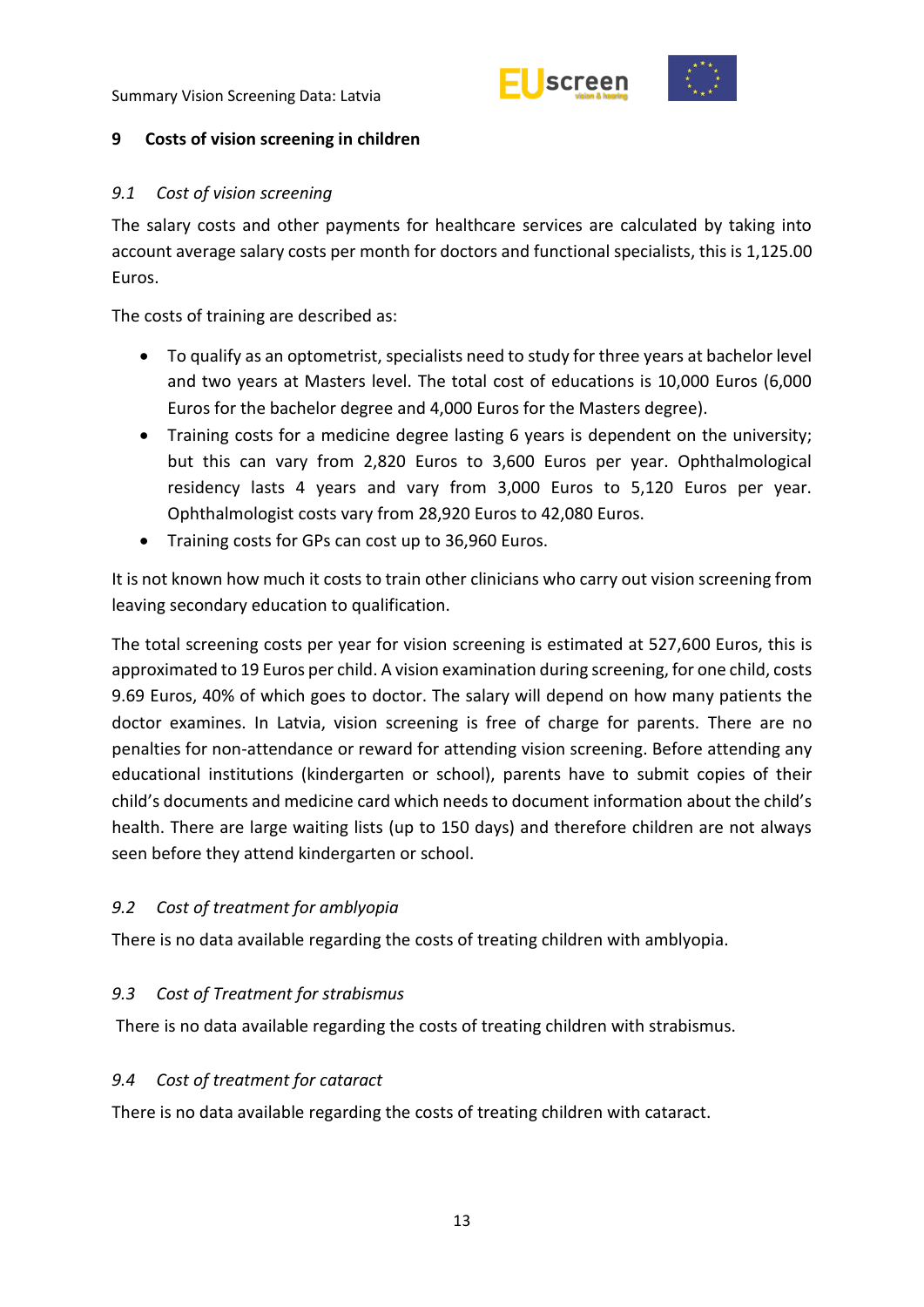## 9 Costs of vision screening in children

### *9.1 Cost of vision screening*

The salary costs and other payments for healthcare services are calculated by taking into account average salary costs per month for doctors and functional specialists, this is 1,125.00 Euros.

The costs of training are described as:

- To qualify as an optometrist, specialists need to study for three years at bachelor level and two years at Masters level. The total cost of educations is 10,000 Euros (6,000 Euros for the bachelor degree and 4,000 Euros for the Masters degree).
- Training costs for a medicine degree lasting 6 years is dependent on the university; but this can vary from 2,820 Euros to 3,600 Euros per year. Ophthalmological residency lasts 4 years and vary from 3,000 Euros to 5,120 Euros per year. Ophthalmologist costs vary from 28,920 Euros to 42,080 Euros.
- Training costs for GPs can cost up to 36,960 Euros.

It is not known how much it costs to train other clinicians who carry out vision screening from leaving secondary education to qualification.

The total screening costs per year for vision screening is estimated at 527,600 Euros, this is approximated to 19 Euros per child. A vision examination during screening, for one child, costs 9.69 Euros, 40% of which goes to doctor. The salary will depend on how many patients the doctor examines. In Latvia, vision screening is free of charge for parents. There are no penalties for non-attendance or reward for attending vision screening. Before attending any educational institutions (kindergarten or school), parents have to submit copies of their child's documents and medicine card which needs to document information about the child's health. There are large waiting lists (up to 150 days) and therefore children are not always seen before they attend kindergarten or school.

### *9.2 Cost of treatment for amblyopia*

There is no data available regarding the costs of treating children with amblyopia.

### *9.3 Cost of Treatment for strabismus*

There is no data available regarding the costs of treating children with strabismus.

### *9.4 Cost of treatment for cataract*

There is no data available regarding the costs of treating children with cataract.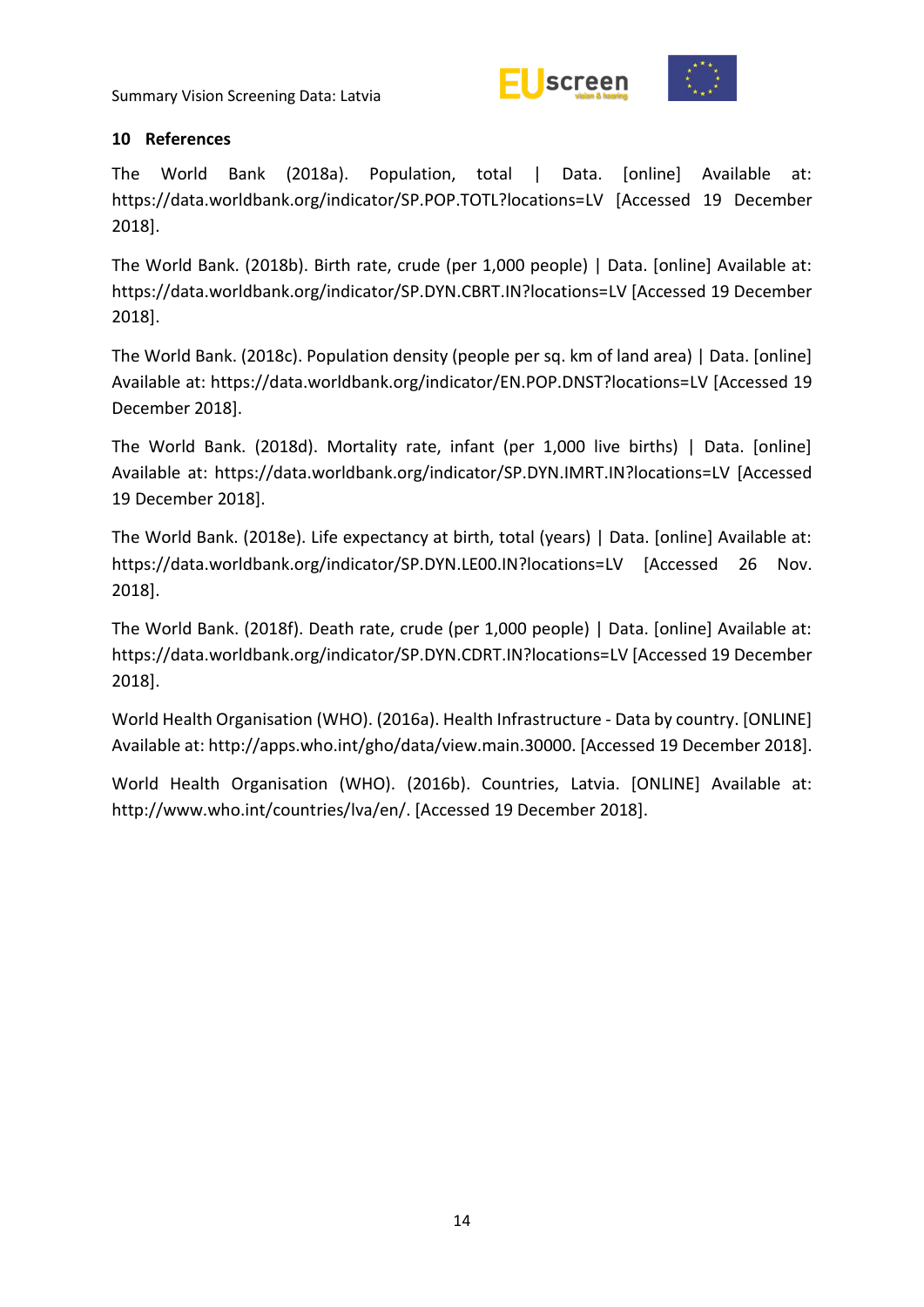## 10 References

The World Bank (2018a). Population, total | Data. [online] Available at: https://data.worldbank.org/indicator/SP.POP.TOTL?locations=LV [Accessed 19 December 2018].

The World Bank. (2018b). Birth rate, crude (per 1,000 people) | Data. [online] Available at: https://data.worldbank.org/indicator/SP.DYN.CBRT.IN?locations=LV [Accessed 19 December 2018].

The World Bank. (2018c). Population density (people per sq. km of land area) | Data. [online] Available at: https://data.worldbank.org/indicator/EN.POP.DNST?locations=LV [Accessed 19 December 2018].

The World Bank. (2018d). Mortality rate, infant (per 1,000 live births) | Data. [online] Available at: https://data.worldbank.org/indicator/SP.DYN.IMRT.IN?locations=LV [Accessed 19 December 2018].

The World Bank. (2018e). Life expectancy at birth, total (years) | Data. [online] Available at: https://data.worldbank.org/indicator/SP.DYN.LE00.IN?locations=LV [Accessed 26 Nov. 2018].

The World Bank. (2018f). Death rate, crude (per 1,000 people) | Data. [online] Available at: https://data.worldbank.org/indicator/SP.DYN.CDRT.IN?locations=LV [Accessed 19 December 2018].

World Health Organisation (WHO). (2016a). Health Infrastructure - Data by country. [ONLINE] Available at: http://apps.who.int/gho/data/view.main.30000. [Accessed 19 December 2018].

World Health Organisation (WHO). (2016b). Countries, Latvia. [ONLINE] Available at: http://www.who.int/countries/lva/en/. [Accessed 19 December 2018].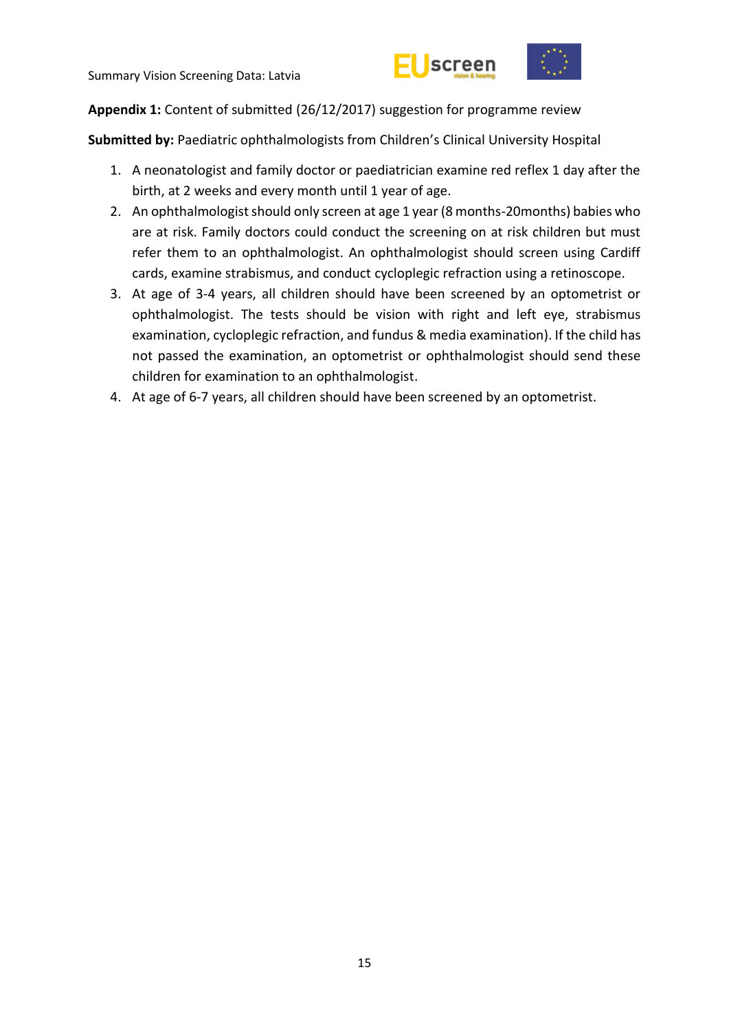**Appendix 1:** Content of submitted (26/12/2017) suggestion for programme review

**Submitted by:** Paediatric ophthalmologists from Children's Clinical University Hospital

1. A neonatologist and family doctor or paediatrician examine red reflex 1 day after the birth, at 2 weeks and every month until 1 year of age.
2. An ophthalmologist should only screen at age 1 year (8 months-20months) babies who are at risk. Family doctors could conduct the screening on at risk children but must refer them to an ophthalmologist. An ophthalmologist should screen using Cardiff cards, examine strabismus, and conduct cycloplegic refraction using a retinoscope.
3. At age of 3-4 years, all children should have been screened by an optometrist or ophthalmologist. The tests should be vision with right and left eye, strabismus examination, cycloplegic refraction, and fundus & media examination). If the child has not passed the examination, an optometrist or ophthalmologist should send these children for examination to an ophthalmologist.
4. At age of 6-7 years, all children should have been screened by an optometrist.